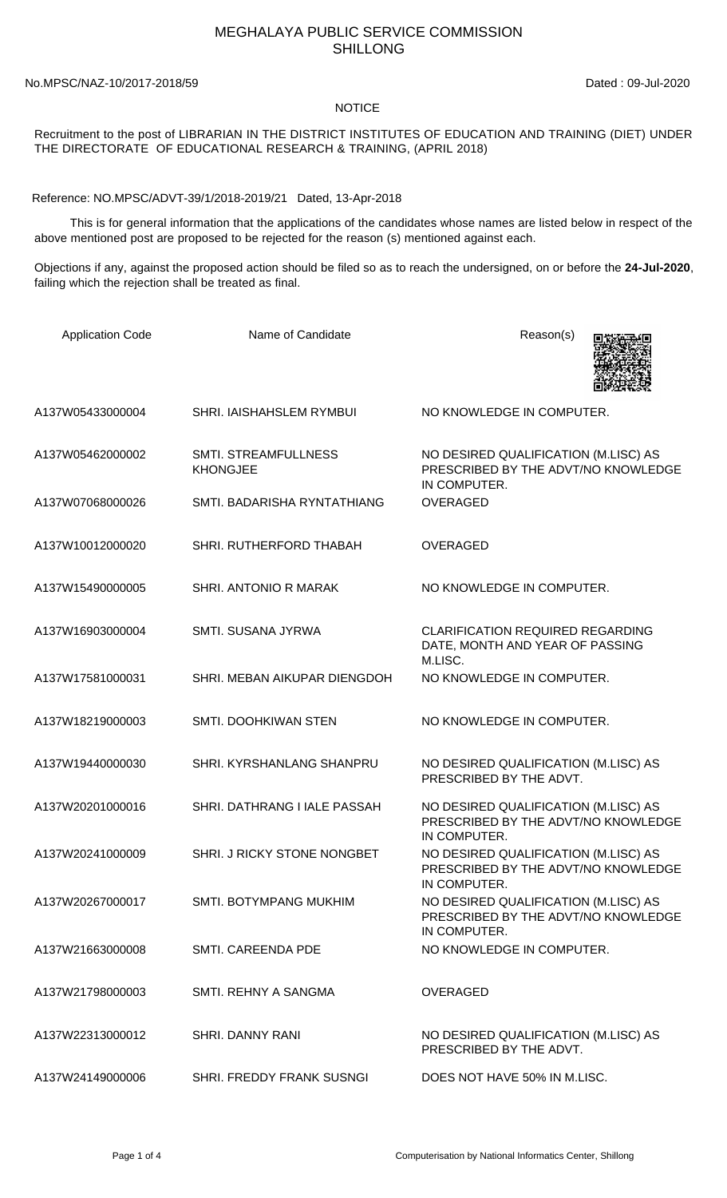# MEGHALAYA PUBLIC SERVICE COMMISSION
## SHILLONG

No.MPSC/NAZ-10/2017-2018/59 Dated : 09-Jul-2020

**NOTICE**

Recruitment to the post of LIBRARIAN IN THE DISTRICT INSTITUTES OF EDUCATION AND TRAINING (DIET) UNDER THE DIRECTORATE OF EDUCATIONAL RESEARCH & TRAINING, (APRIL 2018)

Reference: NO.MPSC/ADVT-39/1/2018-2019/21 Dated, 13-Apr-2018

This is for general information that the applications of the candidates whose names are listed below in respect of the above mentioned post are proposed to be rejected for the reason (s) mentioned against each.

Objections if any, against the proposed action should be filed so as to reach the undersigned, on or before the **24-Jul-2020**, failing which the rejection shall be treated as final.

| Application Code | Name of Candidate | Reason(s) |
|---|---|---|
| A137W05433000004 | SHRI. IAISHAHSLEM RYMBUI | NO KNOWLEDGE IN COMPUTER. |
| A137W05462000002 | SMTI. STREAMFULLNESS KHONGJEE | NO DESIRED QUALIFICATION (M.LISC) AS PRESCRIBED BY THE ADVT/NO KNOWLEDGE IN COMPUTER. |
| A137W07068000026 | SMTI. BADARISHA RYNTATHIANG | OVERAGED |
| A137W10012000020 | SHRI. RUTHERFORD THABAH | OVERAGED |
| A137W15490000005 | SHRI. ANTONIO R MARAK | NO KNOWLEDGE IN COMPUTER. |
| A137W16903000004 | SMTI. SUSANA JYRWA | CLARIFICATION REQUIRED REGARDING DATE, MONTH AND YEAR OF PASSING M.LISC. |
| A137W17581000031 | SHRI. MEBAN AIKUPAR DIENGDOH | NO KNOWLEDGE IN COMPUTER. |
| A137W18219000003 | SMTI. DOOHKIWAN STEN | NO KNOWLEDGE IN COMPUTER. |
| A137W19440000030 | SHRI. KYRSHANLANG SHANPRU | NO DESIRED QUALIFICATION (M.LISC) AS PRESCRIBED BY THE ADVT. |
| A137W20201000016 | SHRI. DATHRANG I IALE PASSAH | NO DESIRED QUALIFICATION (M.LISC) AS PRESCRIBED BY THE ADVT/NO KNOWLEDGE IN COMPUTER. |
| A137W20241000009 | SHRI. J RICKY STONE NONGBET | NO DESIRED QUALIFICATION (M.LISC) AS PRESCRIBED BY THE ADVT/NO KNOWLEDGE IN COMPUTER. |
| A137W20267000017 | SMTI. BOTYMPANG MUKHIM | NO DESIRED QUALIFICATION (M.LISC) AS PRESCRIBED BY THE ADVT/NO KNOWLEDGE IN COMPUTER. |
| A137W21663000008 | SMTI. CAREENDA PDE | NO KNOWLEDGE IN COMPUTER. |
| A137W21798000003 | SMTI. REHNY A SANGMA | OVERAGED |
| A137W22313000012 | SHRI. DANNY RANI | NO DESIRED QUALIFICATION (M.LISC) AS PRESCRIBED BY THE ADVT. |
| A137W24149000006 | SHRI. FREDDY FRANK SUSNGI | DOES NOT HAVE 50% IN M.LISC. |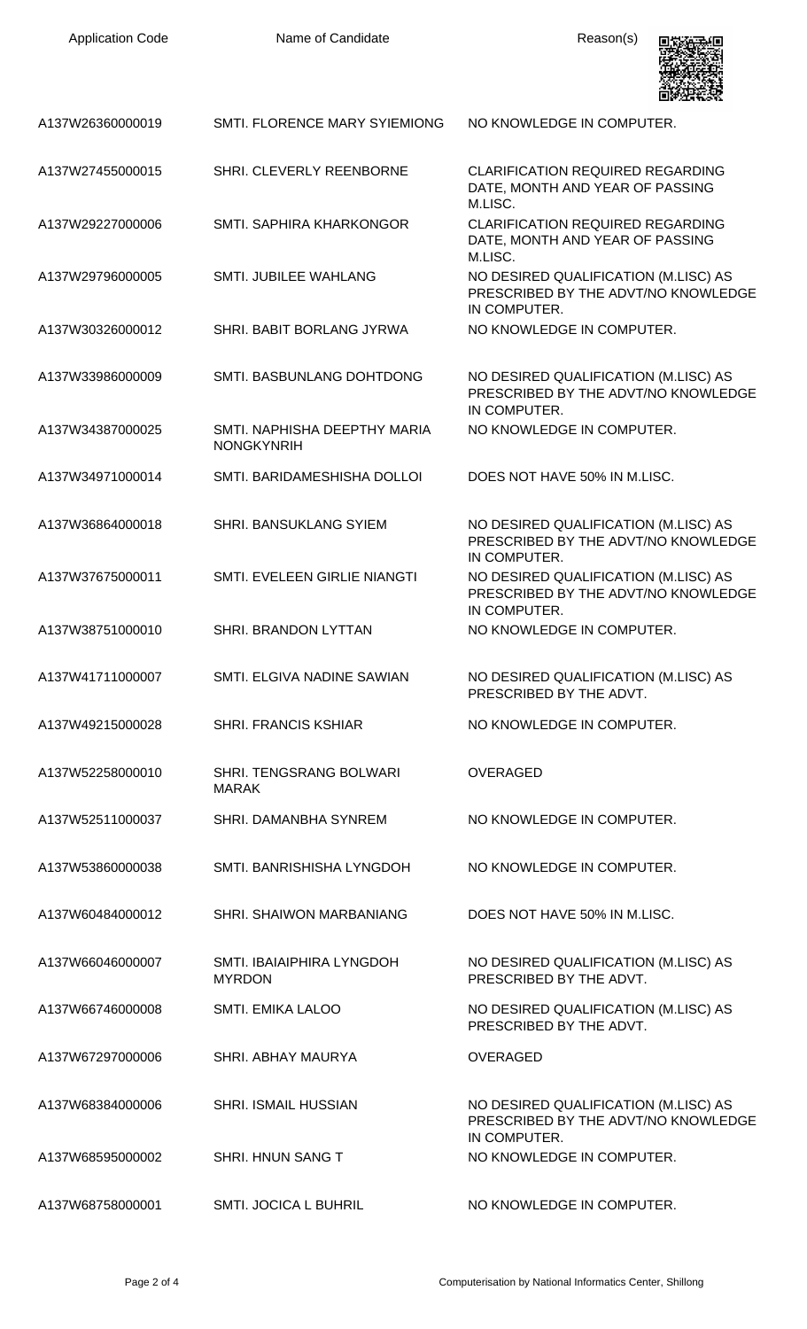| Application Code | Name of Candidate | Reason(s) |
|---|---|---|
| A137W26360000019 | SMTI. FLORENCE MARY SYIEMIONG | NO KNOWLEDGE IN COMPUTER. |
| A137W27455000015 | SHRI. CLEVERLY REENBORNE | CLARIFICATION REQUIRED REGARDING DATE, MONTH AND YEAR OF PASSING M.LISC. |
| A137W29227000006 | SMTI. SAPHIRA KHARKONGOR | CLARIFICATION REQUIRED REGARDING DATE, MONTH AND YEAR OF PASSING M.LISC. |
| A137W29796000005 | SMTI. JUBILEE WAHLANG | NO DESIRED QUALIFICATION (M.LISC) AS PRESCRIBED BY THE ADVT/NO KNOWLEDGE IN COMPUTER. |
| A137W30326000012 | SHRI. BABIT BORLANG JYRWA | NO KNOWLEDGE IN COMPUTER. |
| A137W33986000009 | SMTI. BASBUNLANG DOHTDONG | NO DESIRED QUALIFICATION (M.LISC) AS PRESCRIBED BY THE ADVT/NO KNOWLEDGE IN COMPUTER. |
| A137W34387000025 | SMTI. NAPHISHA DEEPTHY MARIA NONGKYNRIH | NO KNOWLEDGE IN COMPUTER. |
| A137W34971000014 | SMTI. BARIDAMESHISHA DOLLOI | DOES NOT HAVE 50% IN M.LISC. |
| A137W36864000018 | SHRI. BANSUKLANG SYIEM | NO DESIRED QUALIFICATION (M.LISC) AS PRESCRIBED BY THE ADVT/NO KNOWLEDGE IN COMPUTER. |
| A137W37675000011 | SMTI. EVELEEN GIRLIE NIANGTI | NO DESIRED QUALIFICATION (M.LISC) AS PRESCRIBED BY THE ADVT/NO KNOWLEDGE IN COMPUTER. |
| A137W38751000010 | SHRI. BRANDON LYTTAN | NO KNOWLEDGE IN COMPUTER. |
| A137W41711000007 | SMTI. ELGIVA NADINE SAWIAN | NO DESIRED QUALIFICATION (M.LISC) AS PRESCRIBED BY THE ADVT. |
| A137W49215000028 | SHRI. FRANCIS KSHIAR | NO KNOWLEDGE IN COMPUTER. |
| A137W52258000010 | SHRI. TENGSRANG BOLWARI MARAK | OVERAGED |
| A137W52511000037 | SHRI. DAMANBHA SYNREM | NO KNOWLEDGE IN COMPUTER. |
| A137W53860000038 | SMTI. BANRISHISHA LYNGDOH | NO KNOWLEDGE IN COMPUTER. |
| A137W60484000012 | SHRI. SHAIWON MARBANIANG | DOES NOT HAVE 50% IN M.LISC. |
| A137W66046000007 | SMTI. IBAIAIPHIRA LYNGDOH MYRDON | NO DESIRED QUALIFICATION (M.LISC) AS PRESCRIBED BY THE ADVT. |
| A137W66746000008 | SMTI. EMIKA LALOO | NO DESIRED QUALIFICATION (M.LISC) AS PRESCRIBED BY THE ADVT. |
| A137W67297000006 | SHRI. ABHAY MAURYA | OVERAGED |
| A137W68384000006 | SHRI. ISMAIL HUSSIAN | NO DESIRED QUALIFICATION (M.LISC) AS PRESCRIBED BY THE ADVT/NO KNOWLEDGE IN COMPUTER. |
| A137W68595000002 | SHRI. HNUN SANG T | NO KNOWLEDGE IN COMPUTER. |
| A137W68758000001 | SMTI. JOCICA L BUHRIL | NO KNOWLEDGE IN COMPUTER. |

Computerisation by National Informatics Center, Shillong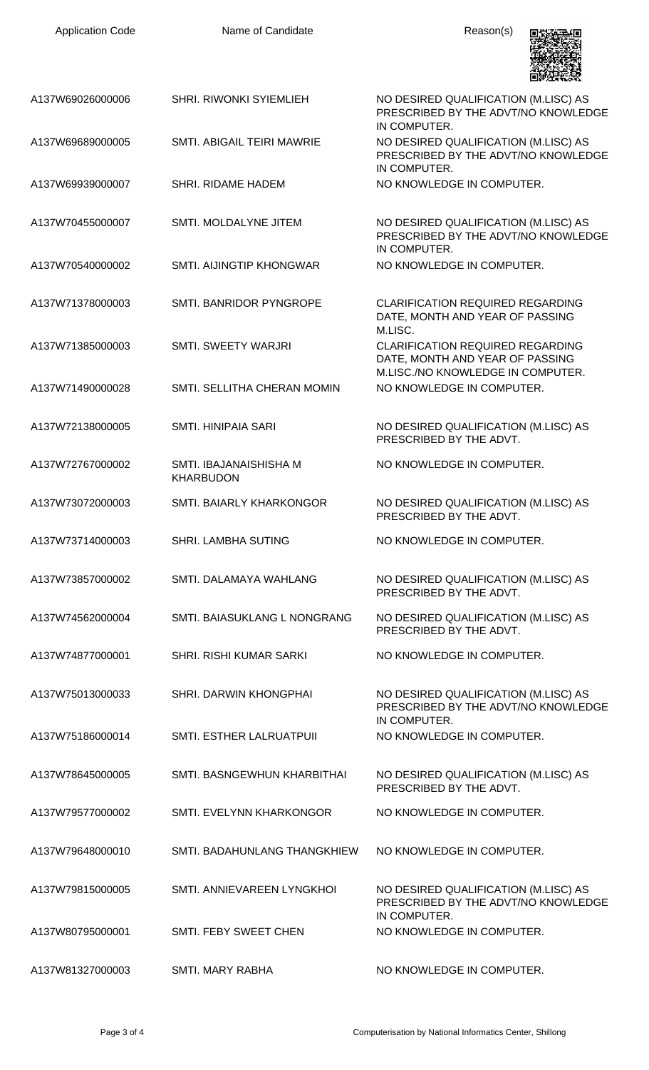| Application Code | Name of Candidate | Reason(s) |
| --- | --- | --- |
| A137W69026000006 | SHRI. RIWONKI SYIEMLIEH | NO DESIRED QUALIFICATION (M.LISC) AS PRESCRIBED BY THE ADVT/NO KNOWLEDGE IN COMPUTER. |
| A137W69689000005 | SMTI. ABIGAIL TEIRI MAWRIE | NO DESIRED QUALIFICATION (M.LISC) AS PRESCRIBED BY THE ADVT/NO KNOWLEDGE IN COMPUTER. |
| A137W69939000007 | SHRI. RIDAME HADEM | NO KNOWLEDGE IN COMPUTER. |
| A137W70455000007 | SMTI. MOLDALYNE JITEM | NO DESIRED QUALIFICATION (M.LISC) AS PRESCRIBED BY THE ADVT/NO KNOWLEDGE IN COMPUTER. |
| A137W70540000002 | SMTI. AIJINGTIP KHONGWAR | NO KNOWLEDGE IN COMPUTER. |
| A137W71378000003 | SMTI. BANRIDOR PYNGROPE | CLARIFICATION REQUIRED REGARDING DATE, MONTH AND YEAR OF PASSING M.LISC. |
| A137W71385000003 | SMTI. SWEETY WARJRI | CLARIFICATION REQUIRED REGARDING DATE, MONTH AND YEAR OF PASSING M.LISC./NO KNOWLEDGE IN COMPUTER. |
| A137W71490000028 | SMTI. SELLITHA CHERAN MOMIN | NO KNOWLEDGE IN COMPUTER. |
| A137W72138000005 | SMTI. HINIPAIA SARI | NO DESIRED QUALIFICATION (M.LISC) AS PRESCRIBED BY THE ADVT. |
| A137W72767000002 | SMTI. IBAJANAISHISHA M KHARBUDON | NO KNOWLEDGE IN COMPUTER. |
| A137W73072000003 | SMTI. BAIARLY KHARKONGOR | NO DESIRED QUALIFICATION (M.LISC) AS PRESCRIBED BY THE ADVT. |
| A137W73714000003 | SHRI. LAMBHA SUTING | NO KNOWLEDGE IN COMPUTER. |
| A137W73857000002 | SMTI. DALAMAYA WAHLANG | NO DESIRED QUALIFICATION (M.LISC) AS PRESCRIBED BY THE ADVT. |
| A137W74562000004 | SMTI. BAIASUKLANG L NONGRANG | NO DESIRED QUALIFICATION (M.LISC) AS PRESCRIBED BY THE ADVT. |
| A137W74877000001 | SHRI. RISHI KUMAR SARKI | NO KNOWLEDGE IN COMPUTER. |
| A137W75013000033 | SHRI. DARWIN KHONGPHAI | NO DESIRED QUALIFICATION (M.LISC) AS PRESCRIBED BY THE ADVT/NO KNOWLEDGE IN COMPUTER. |
| A137W75186000014 | SMTI. ESTHER LALRUATPUII | NO KNOWLEDGE IN COMPUTER. |
| A137W78645000005 | SMTI. BASNGEWHUN KHARBITHAI | NO DESIRED QUALIFICATION (M.LISC) AS PRESCRIBED BY THE ADVT. |
| A137W79577000002 | SMTI. EVELYNN KHARKONGOR | NO KNOWLEDGE IN COMPUTER. |
| A137W79648000010 | SMTI. BADAHUNLANG THANGKHIEW | NO KNOWLEDGE IN COMPUTER. |
| A137W79815000005 | SMTI. ANNIEVAREEN LYNGKHOI | NO DESIRED QUALIFICATION (M.LISC) AS PRESCRIBED BY THE ADVT/NO KNOWLEDGE IN COMPUTER. |
| A137W80795000001 | SMTI. FEBY SWEET CHEN | NO KNOWLEDGE IN COMPUTER. |
| A137W81327000003 | SMTI. MARY RABHA | NO KNOWLEDGE IN COMPUTER. |

Computerisation by National Informatics Center, Shillong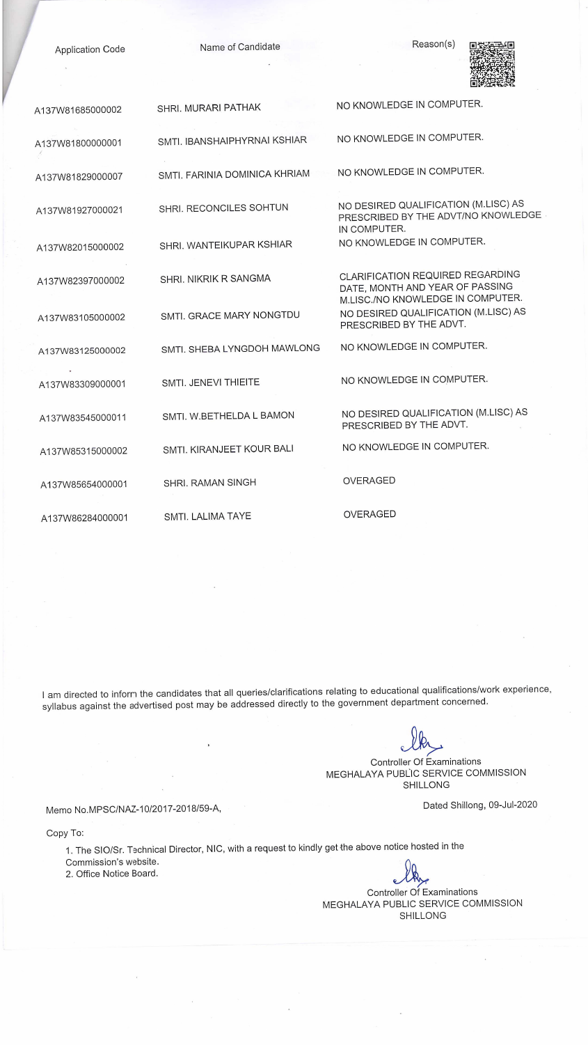| Application Code | Name of Candidate | Reason(s) |
|---|---|---|
| A137W81685000002 | SHRI. MURARI PATHAK | NO KNOWLEDGE IN COMPUTER. |
| A137W81800000001 | SMTI. IBANSHAIPHYRNAI KSHIAR | NO KNOWLEDGE IN COMPUTER. |
| A137W81829000007 | SMTI. FARINIA DOMINICA KHRIAM | NO KNOWLEDGE IN COMPUTER. |
| A137W81927000021 | SHRI. RECONCILES SOHTUN | NO DESIRED QUALIFICATION (M.LISC) AS PRESCRIBED BY THE ADVT/NO KNOWLEDGE IN COMPUTER. |
| A137W82015000002 | SHRI. WANTEIKUPAR KSHIAR | NO KNOWLEDGE IN COMPUTER. |
| A137W82397000002 | SHRI. NIKRIK R SANGMA | CLARIFICATION REQUIRED REGARDING DATE, MONTH AND YEAR OF PASSING M.LISC./NO KNOWLEDGE IN COMPUTER. |
| A137W83105000002 | SMTI. GRACE MARY NONGTDU | NO DESIRED QUALIFICATION (M.LISC) AS PRESCRIBED BY THE ADVT. |
| A137W83125000002 | SMTI. SHEBA LYNGDOH MAWLONG | NO KNOWLEDGE IN COMPUTER. |
| A137W83309000001 | SMTI. JENEVI THIEITE | NO KNOWLEDGE IN COMPUTER. |
| A137W83545000011 | SMTI. W.BETHELDA L BAMON | NO DESIRED QUALIFICATION (M.LISC) AS PRESCRIBED BY THE ADVT. |
| A137W85315000002 | SMTI. KIRANJEET KOUR BALI | NO KNOWLEDGE IN COMPUTER. |
| A137W85654000001 | SHRI. RAMAN SINGH | OVERAGED |
| A137W86284000001 | SMTI. LALIMA TAYE | OVERAGED |

I am directed to inform the candidates that all queries/clarifications relating to educational qualifications/work experience, syllabus against the advertised post may be addressed directly to the government department concerned.

Controller Of Examinations
MEGHALAYA PUBLIC SERVICE COMMISSION
SHILLONG

Memo No.MPSC/NAZ-10/2017-2018/59-A,

Dated Shillong, 09-Jul-2020

Copy To:

1. The SIO/Sr. Technical Director, NIC, with a request to kindly get the above notice hosted in the Commission's website.
2. Office Notice Board.

Controller Of Examinations
MEGHALAYA PUBLIC SERVICE COMMISSION
SHILLONG